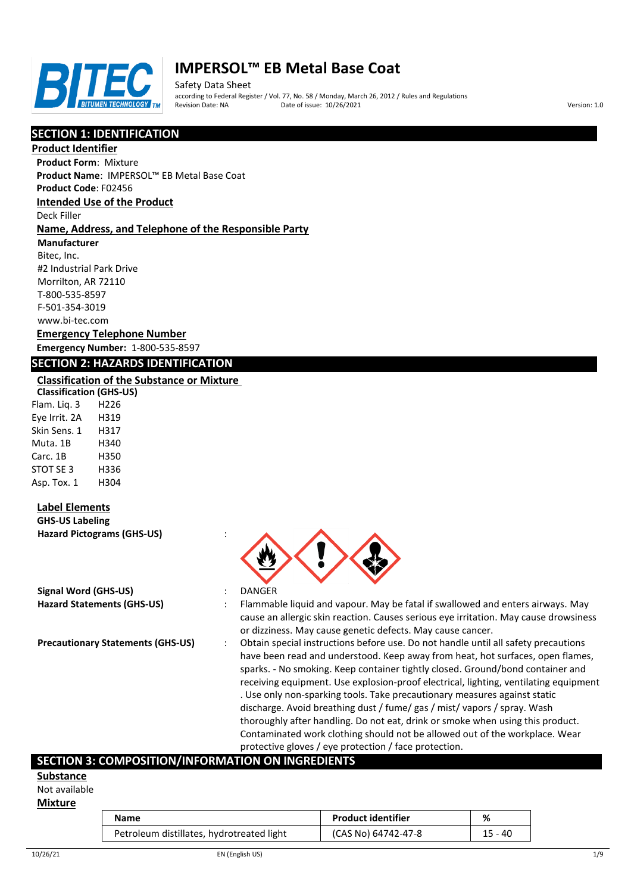# IMPERSOL™ EB Metal Base Coat

Safety Data Sheet

according to Federal Register / Vol. 77, No. 58 / Monday, March 26, 2012 / Rules and Regulations

Revision Date: NA    Date of issue: 10/26/2021    Version: 1.0

## SECTION 1: IDENTIFICATION

### Product Identifier

**Product Form**: Mixture

**Product Name**: IMPERSOL™ EB Metal Base Coat

**Product Code**: F02456

### Intended Use of the Product

Deck Filler

### Name, Address, and Telephone of the Responsible Party

**Manufacturer**

Bitec, Inc.
#2 Industrial Park Drive
Morrilton, AR 72110
T-800-535-8597
F-501-354-3019
www.bi-tec.com

### Emergency Telephone Number

**Emergency Number:** 1-800-535-8597

## SECTION 2: HAZARDS IDENTIFICATION

### Classification of the Substance or Mixture

**Classification (GHS-US)**

| | |
|---|---|
| Flam. Liq. 3 | H226 |
| Eye Irrit. 2A | H319 |
| Skin Sens. 1 | H317 |
| Muta. 1B | H340 |
| Carc. 1B | H350 |
| STOT SE 3 | H336 |
| Asp. Tox. 1 | H304 |

### Label Elements

**GHS-US Labeling**

**Hazard Pictograms (GHS-US)** :

**Signal Word (GHS-US)** : DANGER

**Hazard Statements (GHS-US)** : Flammable liquid and vapour. May be fatal if swallowed and enters airways. May cause an allergic skin reaction. Causes serious eye irritation. May cause drowsiness or dizziness. May cause genetic defects. May cause cancer.

**Precautionary Statements (GHS-US)** : Obtain special instructions before use. Do not handle until all safety precautions have been read and understood. Keep away from heat, hot surfaces, open flames, sparks. - No smoking. Keep container tightly closed. Ground/bond container and receiving equipment. Use explosion-proof electrical, lighting, ventilating equipment . Use only non-sparking tools. Take precautionary measures against static discharge. Avoid breathing dust / fume/ gas / mist/ vapors / spray. Wash thoroughly after handling. Do not eat, drink or smoke when using this product. Contaminated work clothing should not be allowed out of the workplace. Wear protective gloves / eye protection / face protection.

## SECTION 3: COMPOSITION/INFORMATION ON INGREDIENTS

### Substance

Not available

### Mixture

| Name | Product identifier | % |
|---|---|---|
| Petroleum distillates, hydrotreated light | (CAS No) 64742-47-8 | 15 - 40 |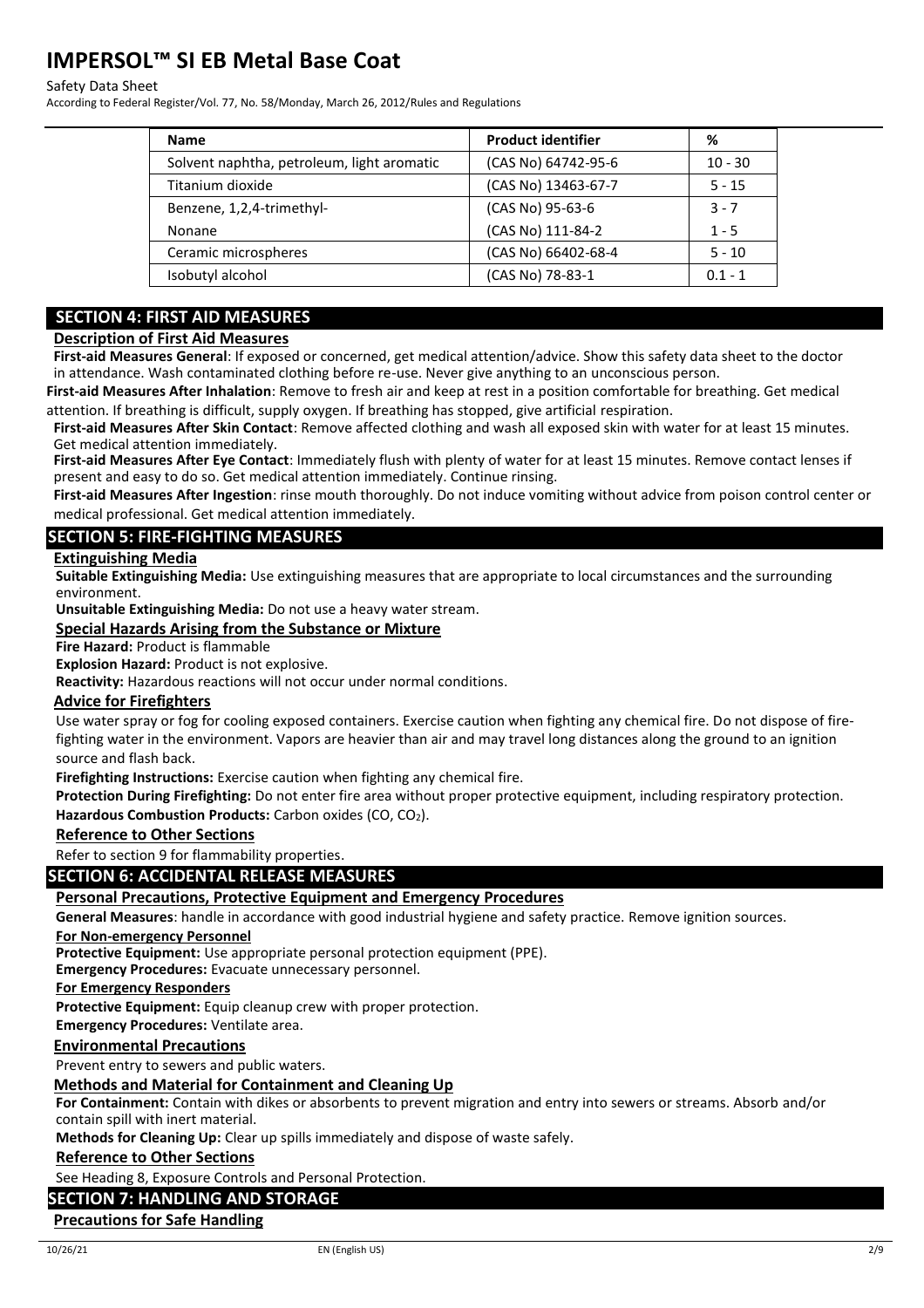| Name | Product identifier | % |
| --- | --- | --- |
| Solvent naphtha, petroleum, light aromatic | (CAS No) 64742-95-6 | 10 - 30 |
| Titanium dioxide | (CAS No) 13463-67-7 | 5 - 15 |
| Benzene, 1,2,4-trimethyl- | (CAS No) 95-63-6 | 3 - 7 |
| Nonane | (CAS No) 111-84-2 | 1 - 5 |
| Ceramic microspheres | (CAS No) 66402-68-4 | 5 - 10 |
| Isobutyl alcohol | (CAS No) 78-83-1 | 0.1 - 1 |

## SECTION 4: FIRST AID MEASURES

### Description of First Aid Measures

**First-aid Measures General**: If exposed or concerned, get medical attention/advice. Show this safety data sheet to the doctor in attendance. Wash contaminated clothing before re-use. Never give anything to an unconscious person.

**First-aid Measures After Inhalation**: Remove to fresh air and keep at rest in a position comfortable for breathing. Get medical attention. If breathing is difficult, supply oxygen. If breathing has stopped, give artificial respiration.

**First-aid Measures After Skin Contact**: Remove affected clothing and wash all exposed skin with water for at least 15 minutes. Get medical attention immediately.

**First-aid Measures After Eye Contact**: Immediately flush with plenty of water for at least 15 minutes. Remove contact lenses if present and easy to do so. Get medical attention immediately. Continue rinsing.

**First-aid Measures After Ingestion**: rinse mouth thoroughly. Do not induce vomiting without advice from poison control center or medical professional. Get medical attention immediately.

## SECTION 5: FIRE-FIGHTING MEASURES

### Extinguishing Media

**Suitable Extinguishing Media:** Use extinguishing measures that are appropriate to local circumstances and the surrounding environment.

**Unsuitable Extinguishing Media:** Do not use a heavy water stream.

### Special Hazards Arising from the Substance or Mixture

**Fire Hazard:** Product is flammable

**Explosion Hazard:** Product is not explosive.

**Reactivity:** Hazardous reactions will not occur under normal conditions.

### Advice for Firefighters

Use water spray or fog for cooling exposed containers. Exercise caution when fighting any chemical fire. Do not dispose of fire-fighting water in the environment. Vapors are heavier than air and may travel long distances along the ground to an ignition source and flash back.

**Firefighting Instructions:** Exercise caution when fighting any chemical fire.

**Protection During Firefighting:** Do not enter fire area without proper protective equipment, including respiratory protection.

**Hazardous Combustion Products:** Carbon oxides (CO, $CO_2$).

### Reference to Other Sections

Refer to section 9 for flammability properties.

## SECTION 6: ACCIDENTAL RELEASE MEASURES

### Personal Precautions, Protective Equipment and Emergency Procedures

**General Measures**: handle in accordance with good industrial hygiene and safety practice. Remove ignition sources.

**For Non-emergency Personnel**

**Protective Equipment:** Use appropriate personal protection equipment (PPE).

**Emergency Procedures:** Evacuate unnecessary personnel.

**For Emergency Responders**

**Protective Equipment:** Equip cleanup crew with proper protection.

**Emergency Procedures:** Ventilate area.

### Environmental Precautions

Prevent entry to sewers and public waters.

### Methods and Material for Containment and Cleaning Up

**For Containment:** Contain with dikes or absorbents to prevent migration and entry into sewers or streams. Absorb and/or contain spill with inert material.

**Methods for Cleaning Up:** Clear up spills immediately and dispose of waste safely.

### Reference to Other Sections

See Heading 8, Exposure Controls and Personal Protection.

## SECTION 7: HANDLING AND STORAGE

### Precautions for Safe Handling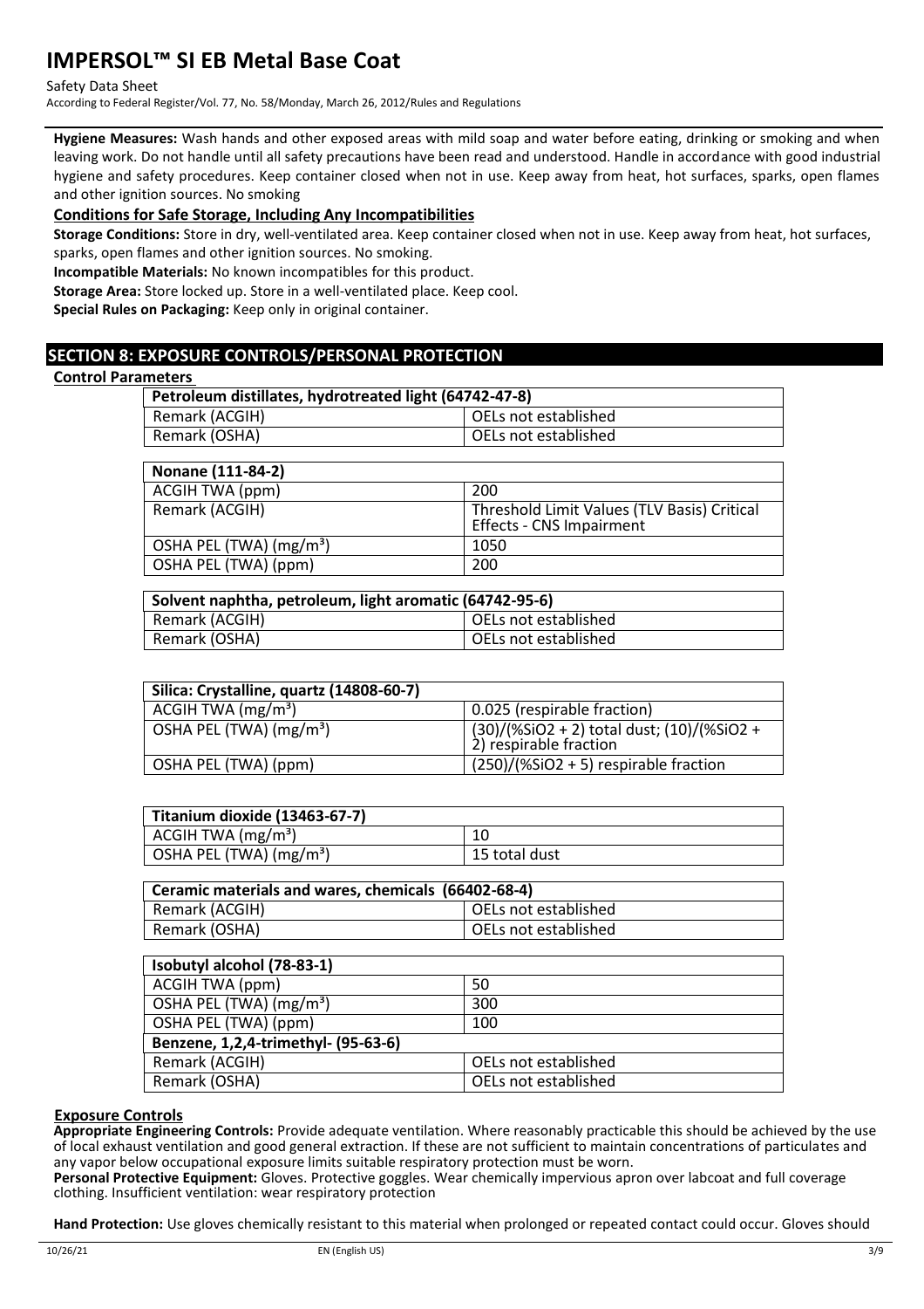**Hygiene Measures:** Wash hands and other exposed areas with mild soap and water before eating, drinking or smoking and when leaving work. Do not handle until all safety precautions have been read and understood. Handle in accordance with good industrial hygiene and safety procedures. Keep container closed when not in use. Keep away from heat, hot surfaces, sparks, open flames and other ignition sources. No smoking

### Conditions for Safe Storage, Including Any Incompatibilities

**Storage Conditions:** Store in dry, well-ventilated area. Keep container closed when not in use. Keep away from heat, hot surfaces, sparks, open flames and other ignition sources. No smoking.

**Incompatible Materials:** No known incompatibles for this product.

**Storage Area:** Store locked up. Store in a well-ventilated place. Keep cool.

**Special Rules on Packaging:** Keep only in original container.

## SECTION 8: EXPOSURE CONTROLS/PERSONAL PROTECTION

### Control Parameters

| Petroleum distillates, hydrotreated light (64742-47-8) | |
|---|---|
| Remark (ACGIH) | OELs not established |
| Remark (OSHA) | OELs not established |

| Nonane (111-84-2) | |
|---|---|
| ACGIH TWA (ppm) | 200 |
| Remark (ACGIH) | Threshold Limit Values (TLV Basis) Critical Effects - CNS Impairment |
| OSHA PEL (TWA) (mg/m³) | 1050 |
| OSHA PEL (TWA) (ppm) | 200 |

| Solvent naphtha, petroleum, light aromatic (64742-95-6) | |
|---|---|
| Remark (ACGIH) | OELs not established |
| Remark (OSHA) | OELs not established |

| Silica: Crystalline, quartz (14808-60-7) | |
|---|---|
| ACGIH TWA (mg/m³) | 0.025 (respirable fraction) |
| OSHA PEL (TWA) (mg/m³) | (30)/(%SiO2 + 2) total dust; (10)/(%SiO2 + 2) respirable fraction |
| OSHA PEL (TWA) (ppm) | (250)/(%SiO2 + 5) respirable fraction |

| Titanium dioxide (13463-67-7) | |
|---|---|
| ACGIH TWA (mg/m³) | 10 |
| OSHA PEL (TWA) (mg/m³) | 15 total dust |

| Ceramic materials and wares, chemicals (66402-68-4) | |
|---|---|
| Remark (ACGIH) | OELs not established |
| Remark (OSHA) | OELs not established |

| Isobutyl alcohol (78-83-1) | |
|---|---|
| ACGIH TWA (ppm) | 50 |
| OSHA PEL (TWA) (mg/m³) | 300 |
| OSHA PEL (TWA) (ppm) | 100 |
| **Benzene, 1,2,4-trimethyl- (95-63-6)** | |
| Remark (ACGIH) | OELs not established |
| Remark (OSHA) | OELs not established |

### Exposure Controls

**Appropriate Engineering Controls:** Provide adequate ventilation. Where reasonably practicable this should be achieved by the use of local exhaust ventilation and good general extraction. If these are not sufficient to maintain concentrations of particulates and any vapor below occupational exposure limits suitable respiratory protection must be worn.

**Personal Protective Equipment:** Gloves. Protective goggles. Wear chemically impervious apron over labcoat and full coverage clothing. Insufficient ventilation: wear respiratory protection

**Hand Protection:** Use gloves chemically resistant to this material when prolonged or repeated contact could occur. Gloves should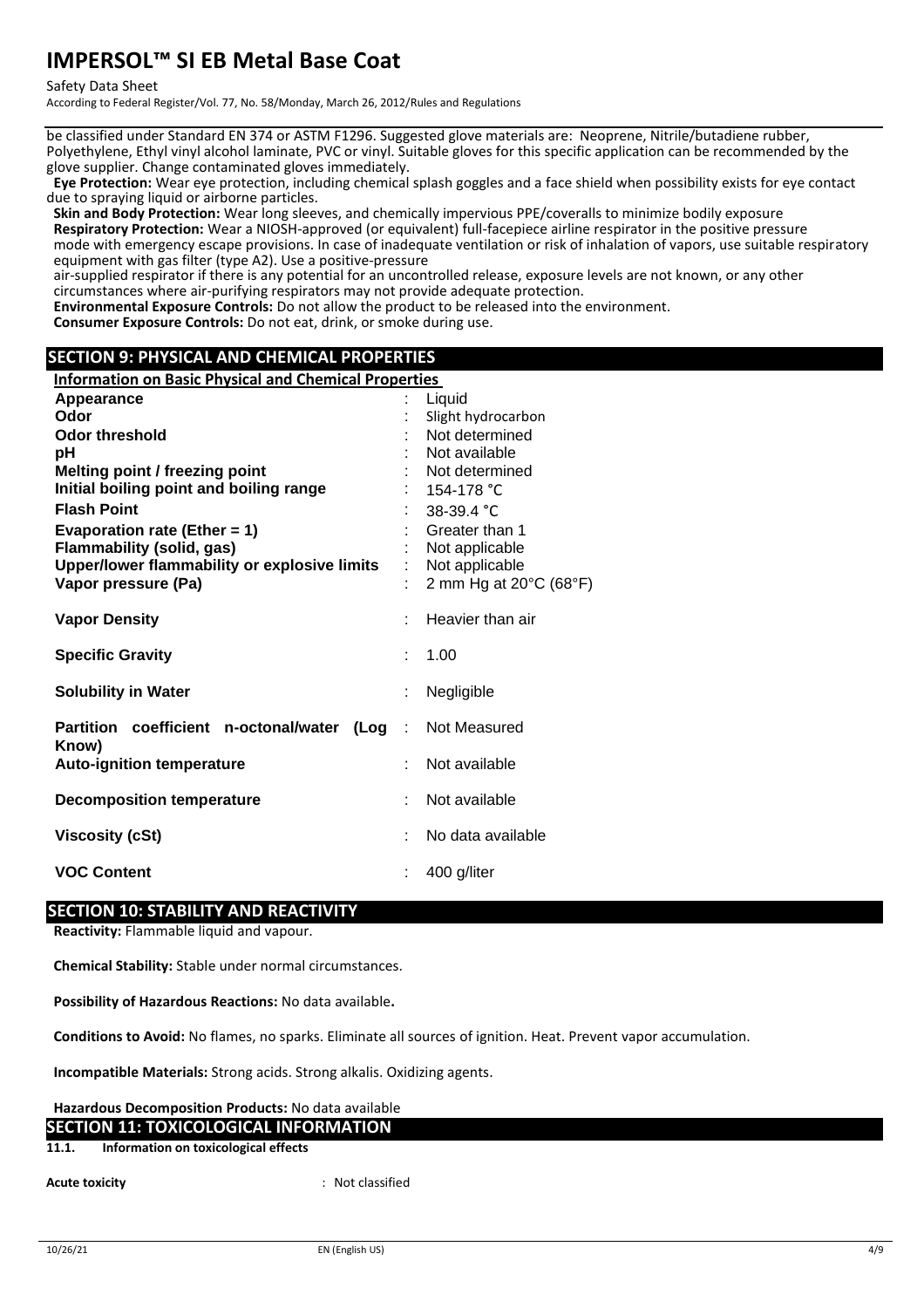be classified under Standard EN 374 or ASTM F1296. Suggested glove materials are: Neoprene, Nitrile/butadiene rubber, Polyethylene, Ethyl vinyl alcohol laminate, PVC or vinyl. Suitable gloves for this specific application can be recommended by the glove supplier. Change contaminated gloves immediately.

**Eye Protection:** Wear eye protection, including chemical splash goggles and a face shield when possibility exists for eye contact due to spraying liquid or airborne particles.

**Skin and Body Protection:** Wear long sleeves, and chemically impervious PPE/coveralls to minimize bodily exposure

**Respiratory Protection:** Wear a NIOSH-approved (or equivalent) full-facepiece airline respirator in the positive pressure mode with emergency escape provisions. In case of inadequate ventilation or risk of inhalation of vapors, use suitable respiratory equipment with gas filter (type A2). Use a positive-pressure air-supplied respirator if there is any potential for an uncontrolled release, exposure levels are not known, or any other circumstances where air-purifying respirators may not provide adequate protection.

**Environmental Exposure Controls:** Do not allow the product to be released into the environment.

**Consumer Exposure Controls:** Do not eat, drink, or smoke during use.

## SECTION 9: PHYSICAL AND CHEMICAL PROPERTIES

**Information on Basic Physical and Chemical Properties**

| Property | | Value |
|---|---|---|
| **Appearance** | : | Liquid |
| **Odor** | : | Slight hydrocarbon |
| **Odor threshold** | : | Not determined |
| **pH** | : | Not available |
| **Melting point / freezing point** | : | Not determined |
| **Initial boiling point and boiling range** | : | 154-178 °C |
| **Flash Point** | : | 38-39.4 °C |
| **Evaporation rate (Ether = 1)** | : | Greater than 1 |
| **Flammability (solid, gas)** | : | Not applicable |
| **Upper/lower flammability or explosive limits** | : | Not applicable |
| **Vapor pressure (Pa)** | : | 2 mm Hg at 20°C (68°F) |
| **Vapor Density** | : | Heavier than air |
| **Specific Gravity** | : | 1.00 |
| **Solubility in Water** | : | Negligible |
| **Partition coefficient n-octonal/water (Log Know)** | : | Not Measured |
| **Auto-ignition temperature** | : | Not available |
| **Decomposition temperature** | : | Not available |
| **Viscosity (cSt)** | : | No data available |
| **VOC Content** | : | 400 g/liter |

## SECTION 10: STABILITY AND REACTIVITY

**Reactivity:** Flammable liquid and vapour.

**Chemical Stability:** Stable under normal circumstances.

**Possibility of Hazardous Reactions:** No data available**.**

**Conditions to Avoid:** No flames, no sparks. Eliminate all sources of ignition. Heat. Prevent vapor accumulation.

**Incompatible Materials:** Strong acids. Strong alkalis. Oxidizing agents.

**Hazardous Decomposition Products:** No data available

## SECTION 11: TOXICOLOGICAL INFORMATION

### 11.1. Information on toxicological effects

**Acute toxicity** : Not classified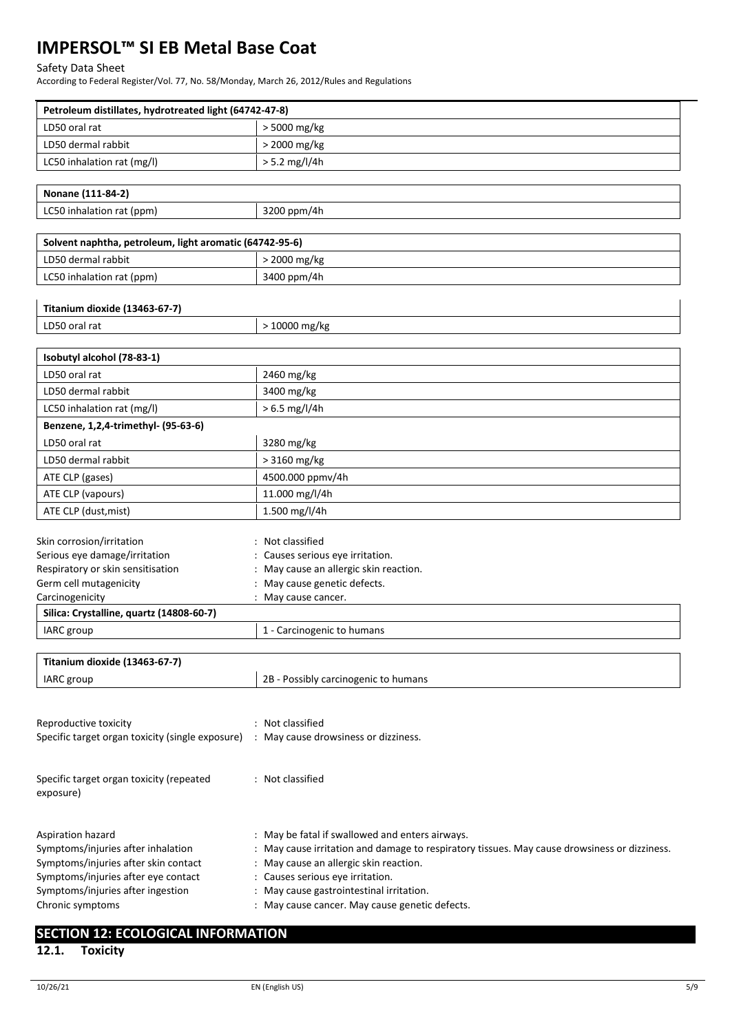| Petroleum distillates, hydrotreated light (64742-47-8) | |
|---|---|
| LD50 oral rat | > 5000 mg/kg |
| LD50 dermal rabbit | > 2000 mg/kg |
| LC50 inhalation rat (mg/l) | > 5.2 mg/l/4h |

| Nonane (111-84-2) | |
|---|---|
| LC50 inhalation rat (ppm) | 3200 ppm/4h |

| Solvent naphtha, petroleum, light aromatic (64742-95-6) | |
|---|---|
| LD50 dermal rabbit | > 2000 mg/kg |
| LC50 inhalation rat (ppm) | 3400 ppm/4h |

| Titanium dioxide (13463-67-7) | |
|---|---|
| LD50 oral rat | > 10000 mg/kg |

| Isobutyl alcohol (78-83-1) | |
|---|---|
| LD50 oral rat | 2460 mg/kg |
| LD50 dermal rabbit | 3400 mg/kg |
| LC50 inhalation rat (mg/l) | > 6.5 mg/l/4h |
| **Benzene, 1,2,4-trimethyl- (95-63-6)** | |
| LD50 oral rat | 3280 mg/kg |
| LD50 dermal rabbit | > 3160 mg/kg |
| ATE CLP (gases) | 4500.000 ppmv/4h |
| ATE CLP (vapours) | 11.000 mg/l/4h |
| ATE CLP (dust,mist) | 1.500 mg/l/4h |

Skin corrosion/irritation : Not classified

Serious eye damage/irritation : Causes serious eye irritation.

Respiratory or skin sensitisation : May cause an allergic skin reaction.

Germ cell mutagenicity : May cause genetic defects.

Carcinogenicity : May cause cancer.

| Silica: Crystalline, quartz (14808-60-7) | |
|---|---|
| IARC group | 1 - Carcinogenic to humans |

| Titanium dioxide (13463-67-7) | |
|---|---|
| IARC group | 2B - Possibly carcinogenic to humans |

Reproductive toxicity : Not classified

Specific target organ toxicity (single exposure) : May cause drowsiness or dizziness.

Specific target organ toxicity (repeated exposure) : Not classified

Aspiration hazard : May be fatal if swallowed and enters airways.

Symptoms/injuries after inhalation : May cause irritation and damage to respiratory tissues. May cause drowsiness or dizziness.

Symptoms/injuries after skin contact : May cause an allergic skin reaction.

Symptoms/injuries after eye contact : Causes serious eye irritation.

Symptoms/injuries after ingestion : May cause gastrointestinal irritation.

Chronic symptoms : May cause cancer. May cause genetic defects.

## SECTION 12: ECOLOGICAL INFORMATION

### 12.1. Toxicity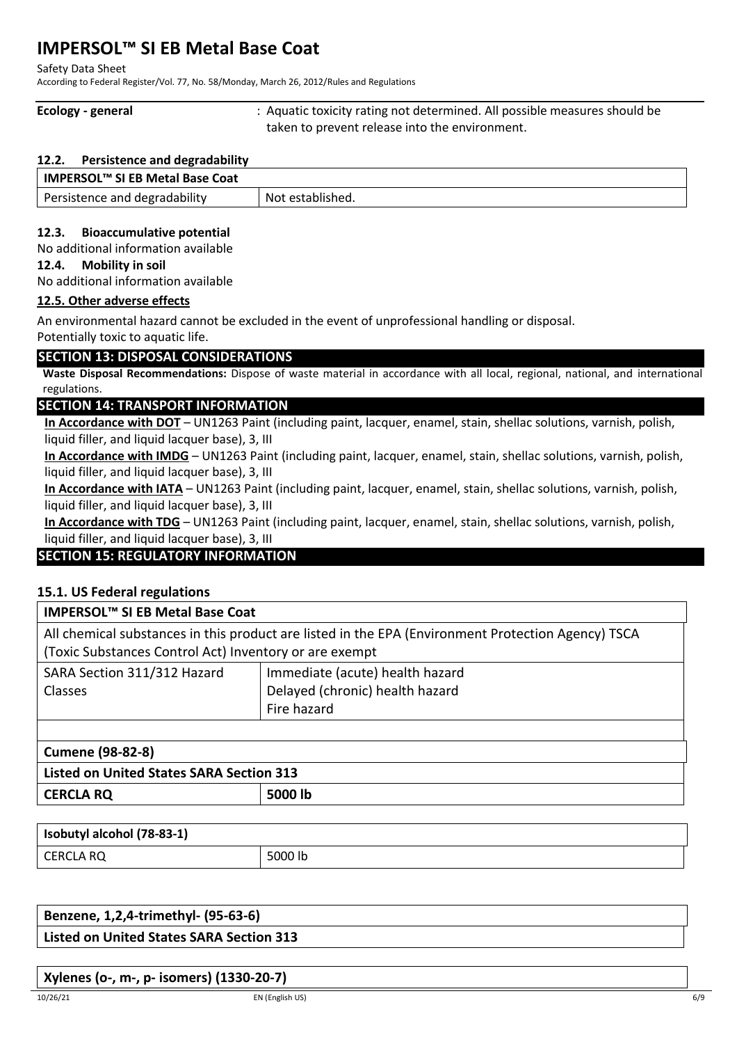**Ecology - general** : Aquatic toxicity rating not determined. All possible measures should be taken to prevent release into the environment.

### 12.2. Persistence and degradability

| IMPERSOL™ SI EB Metal Base Coat | |
|---|---|
| Persistence and degradability | Not established. |

### 12.3. Bioaccumulative potential

No additional information available

### 12.4. Mobility in soil

No additional information available

### 12.5. Other adverse effects

An environmental hazard cannot be excluded in the event of unprofessional handling or disposal.
Potentially toxic to aquatic life.

## SECTION 13: DISPOSAL CONSIDERATIONS

**Waste Disposal Recommendations:** Dispose of waste material in accordance with all local, regional, national, and international regulations.

## SECTION 14: TRANSPORT INFORMATION

**In Accordance with DOT** – UN1263 Paint (including paint, lacquer, enamel, stain, shellac solutions, varnish, polish, liquid filler, and liquid lacquer base), 3, III

**In Accordance with IMDG** – UN1263 Paint (including paint, lacquer, enamel, stain, shellac solutions, varnish, polish, liquid filler, and liquid lacquer base), 3, III

**In Accordance with IATA** – UN1263 Paint (including paint, lacquer, enamel, stain, shellac solutions, varnish, polish, liquid filler, and liquid lacquer base), 3, III

**In Accordance with TDG** – UN1263 Paint (including paint, lacquer, enamel, stain, shellac solutions, varnish, polish, liquid filler, and liquid lacquer base), 3, III

## SECTION 15: REGULATORY INFORMATION

### 15.1. US Federal regulations

| IMPERSOL™ SI EB Metal Base Coat | |
|---|---|
| All chemical substances in this product are listed in the EPA (Environment Protection Agency) TSCA (Toxic Substances Control Act) Inventory or are exempt | |
| SARA Section 311/312 Hazard Classes | Immediate (acute) health hazard<br>Delayed (chronic) health hazard<br>Fire hazard |

| Cumene (98-82-8) | |
|---|---|
| Listed on United States SARA Section 313 | |
| **CERCLA RQ** | **5000 lb** |

| Isobutyl alcohol (78-83-1) | |
|---|---|
| CERCLA RQ | 5000 lb |

| Benzene, 1,2,4-trimethyl- (95-63-6) |
|---|
| Listed on United States SARA Section 313 |

| Xylenes (o-, m-, p- isomers) (1330-20-7) |
|---|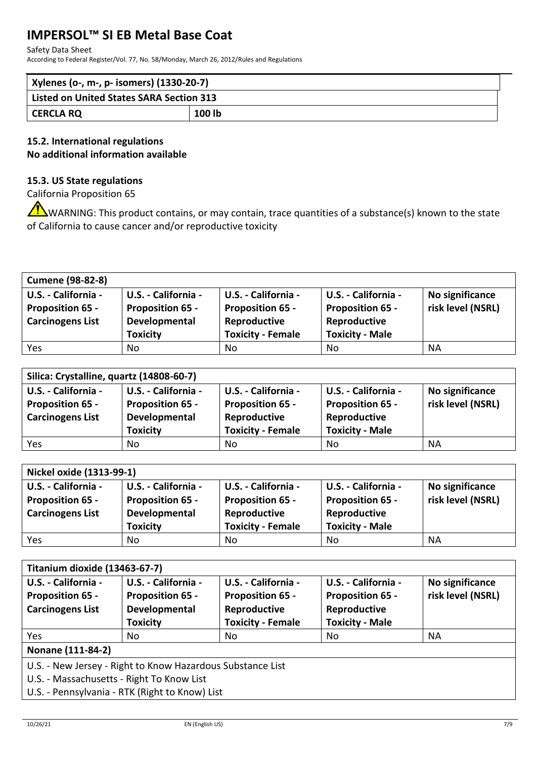| Xylenes (o-, m-, p- isomers) (1330-20-7) | |
|---|---|
| Listed on United States SARA Section 313 | |
| CERCLA RQ | 100 lb |

### 15.2. International regulations

**No additional information available**

### 15.3. US State regulations

California Proposition 65

⚠WARNING: This product contains, or may contain, trace quantities of a substance(s) known to the state of California to cause cancer and/or reproductive toxicity

| Cumene (98-82-8) | | | | |
|---|---|---|---|---|
| U.S. - California - Proposition 65 - Carcinogens List | U.S. - California - Proposition 65 - Developmental Toxicity | U.S. - California - Proposition 65 - Reproductive Toxicity - Female | U.S. - California - Proposition 65 - Reproductive Toxicity - Male | No significance risk level (NSRL) |
| Yes | No | No | No | NA |

| Silica: Crystalline, quartz (14808-60-7) | | | | |
|---|---|---|---|---|
| U.S. - California - Proposition 65 - Carcinogens List | U.S. - California - Proposition 65 - Developmental Toxicity | U.S. - California - Proposition 65 - Reproductive Toxicity - Female | U.S. - California - Proposition 65 - Reproductive Toxicity - Male | No significance risk level (NSRL) |
| Yes | No | No | No | NA |

| Nickel oxide (1313-99-1) | | | | |
|---|---|---|---|---|
| U.S. - California - Proposition 65 - Carcinogens List | U.S. - California - Proposition 65 - Developmental Toxicity | U.S. - California - Proposition 65 - Reproductive Toxicity - Female | U.S. - California - Proposition 65 - Reproductive Toxicity - Male | No significance risk level (NSRL) |
| Yes | No | No | No | NA |

| Titanium dioxide (13463-67-7) | | | | |
|---|---|---|---|---|
| U.S. - California - Proposition 65 - Carcinogens List | U.S. - California - Proposition 65 - Developmental Toxicity | U.S. - California - Proposition 65 - Reproductive Toxicity - Female | U.S. - California - Proposition 65 - Reproductive Toxicity - Male | No significance risk level (NSRL) |
| Yes | No | No | No | NA |
| **Nonane (111-84-2)** | | | | |
| U.S. - New Jersey - Right to Know Hazardous Substance List | | | | |
| U.S. - Massachusetts - Right To Know List | | | | |
| U.S. - Pennsylvania - RTK (Right to Know) List | | | | |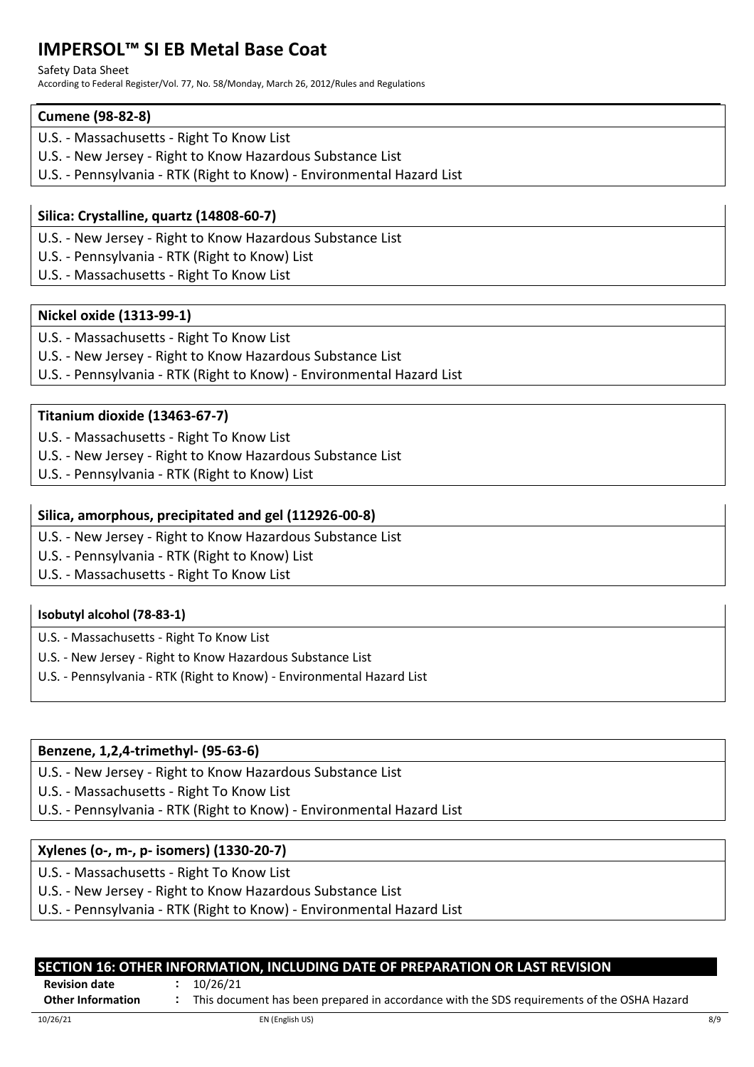**Cumene (98-82-8)**

U.S. - Massachusetts - Right To Know List
U.S. - New Jersey - Right to Know Hazardous Substance List
U.S. - Pennsylvania - RTK (Right to Know) - Environmental Hazard List

**Silica: Crystalline, quartz (14808-60-7)**

U.S. - New Jersey - Right to Know Hazardous Substance List
U.S. - Pennsylvania - RTK (Right to Know) List
U.S. - Massachusetts - Right To Know List

**Nickel oxide (1313-99-1)**

U.S. - Massachusetts - Right To Know List
U.S. - New Jersey - Right to Know Hazardous Substance List
U.S. - Pennsylvania - RTK (Right to Know) - Environmental Hazard List

**Titanium dioxide (13463-67-7)**

U.S. - Massachusetts - Right To Know List
U.S. - New Jersey - Right to Know Hazardous Substance List
U.S. - Pennsylvania - RTK (Right to Know) List

**Silica, amorphous, precipitated and gel (112926-00-8)**

U.S. - New Jersey - Right to Know Hazardous Substance List
U.S. - Pennsylvania - RTK (Right to Know) List
U.S. - Massachusetts - Right To Know List

**Isobutyl alcohol (78-83-1)**

U.S. - Massachusetts - Right To Know List
U.S. - New Jersey - Right to Know Hazardous Substance List
U.S. - Pennsylvania - RTK (Right to Know) - Environmental Hazard List

**Benzene, 1,2,4-trimethyl- (95-63-6)**

U.S. - New Jersey - Right to Know Hazardous Substance List
U.S. - Massachusetts - Right To Know List
U.S. - Pennsylvania - RTK (Right to Know) - Environmental Hazard List

**Xylenes (o-, m-, p- isomers) (1330-20-7)**

U.S. - Massachusetts - Right To Know List
U.S. - New Jersey - Right to Know Hazardous Substance List
U.S. - Pennsylvania - RTK (Right to Know) - Environmental Hazard List

## SECTION 16: OTHER INFORMATION, INCLUDING DATE OF PREPARATION OR LAST REVISION

**Revision date** : 10/26/21

**Other Information** : This document has been prepared in accordance with the SDS requirements of the OSHA Hazard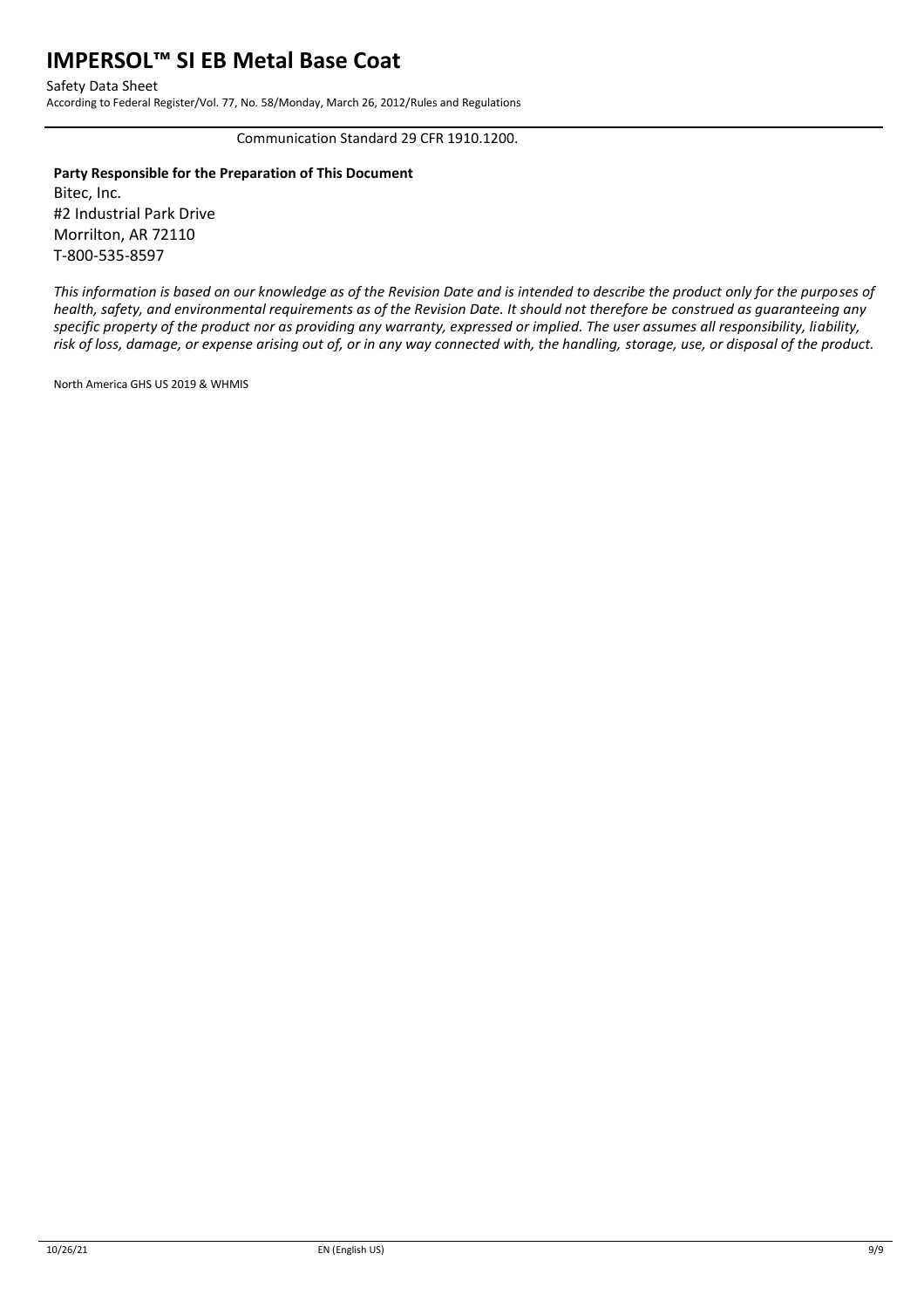Communication Standard 29 CFR 1910.1200.

**Party Responsible for the Preparation of This Document**

Bitec, Inc.
#2 Industrial Park Drive
Morrilton, AR 72110
T-800-535-8597

*This information is based on our knowledge as of the Revision Date and is intended to describe the product only for the purposes of health, safety, and environmental requirements as of the Revision Date. It should not therefore be construed as guaranteeing any specific property of the product nor as providing any warranty, expressed or implied. The user assumes all responsibility, liability, risk of loss, damage, or expense arising out of, or in any way connected with, the handling, storage, use, or disposal of the product.*

North America GHS US 2019 & WHMIS